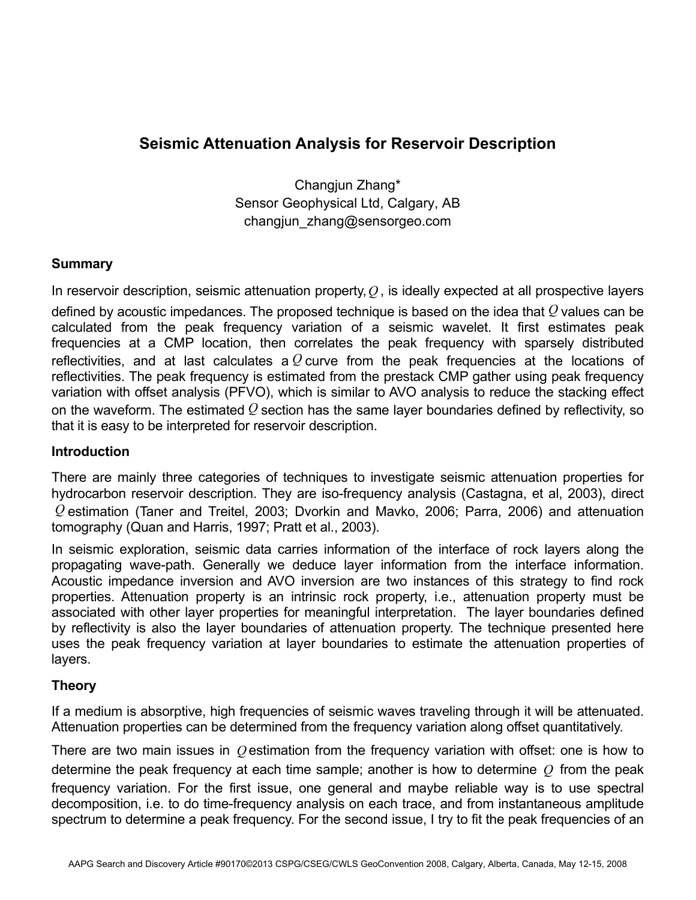# Seismic Attenuation Analysis for Reservoir Description

Changjun Zhang*
Sensor Geophysical Ltd, Calgary, AB
changjun_zhang@sensorgeo.com

## Summary

In reservoir description, seismic attenuation property, $Q$, is ideally expected at all prospective layers defined by acoustic impedances. The proposed technique is based on the idea that $Q$ values can be calculated from the peak frequency variation of a seismic wavelet. It first estimates peak frequencies at a CMP location, then correlates the peak frequency with sparsely distributed reflectivities, and at last calculates a $Q$ curve from the peak frequencies at the locations of reflectivities. The peak frequency is estimated from the prestack CMP gather using peak frequency variation with offset analysis (PFVO), which is similar to AVO analysis to reduce the stacking effect on the waveform. The estimated $Q$ section has the same layer boundaries defined by reflectivity, so that it is easy to be interpreted for reservoir description.

## Introduction

There are mainly three categories of techniques to investigate seismic attenuation properties for hydrocarbon reservoir description. They are iso-frequency analysis (Castagna, et al, 2003), direct $Q$ estimation (Taner and Treitel, 2003; Dvorkin and Mavko, 2006; Parra, 2006) and attenuation tomography (Quan and Harris, 1997; Pratt et al., 2003).

In seismic exploration, seismic data carries information of the interface of rock layers along the propagating wave-path. Generally we deduce layer information from the interface information. Acoustic impedance inversion and AVO inversion are two instances of this strategy to find rock properties. Attenuation property is an intrinsic rock property, i.e., attenuation property must be associated with other layer properties for meaningful interpretation. The layer boundaries defined by reflectivity is also the layer boundaries of attenuation property. The technique presented here uses the peak frequency variation at layer boundaries to estimate the attenuation properties of layers.

## Theory

If a medium is absorptive, high frequencies of seismic waves traveling through it will be attenuated. Attenuation properties can be determined from the frequency variation along offset quantitatively.

There are two main issues in $Q$ estimation from the frequency variation with offset: one is how to determine the peak frequency at each time sample; another is how to determine $Q$ from the peak frequency variation. For the first issue, one general and maybe reliable way is to use spectral decomposition, i.e. to do time-frequency analysis on each trace, and from instantaneous amplitude spectrum to determine a peak frequency. For the second issue, I try to fit the peak frequencies of an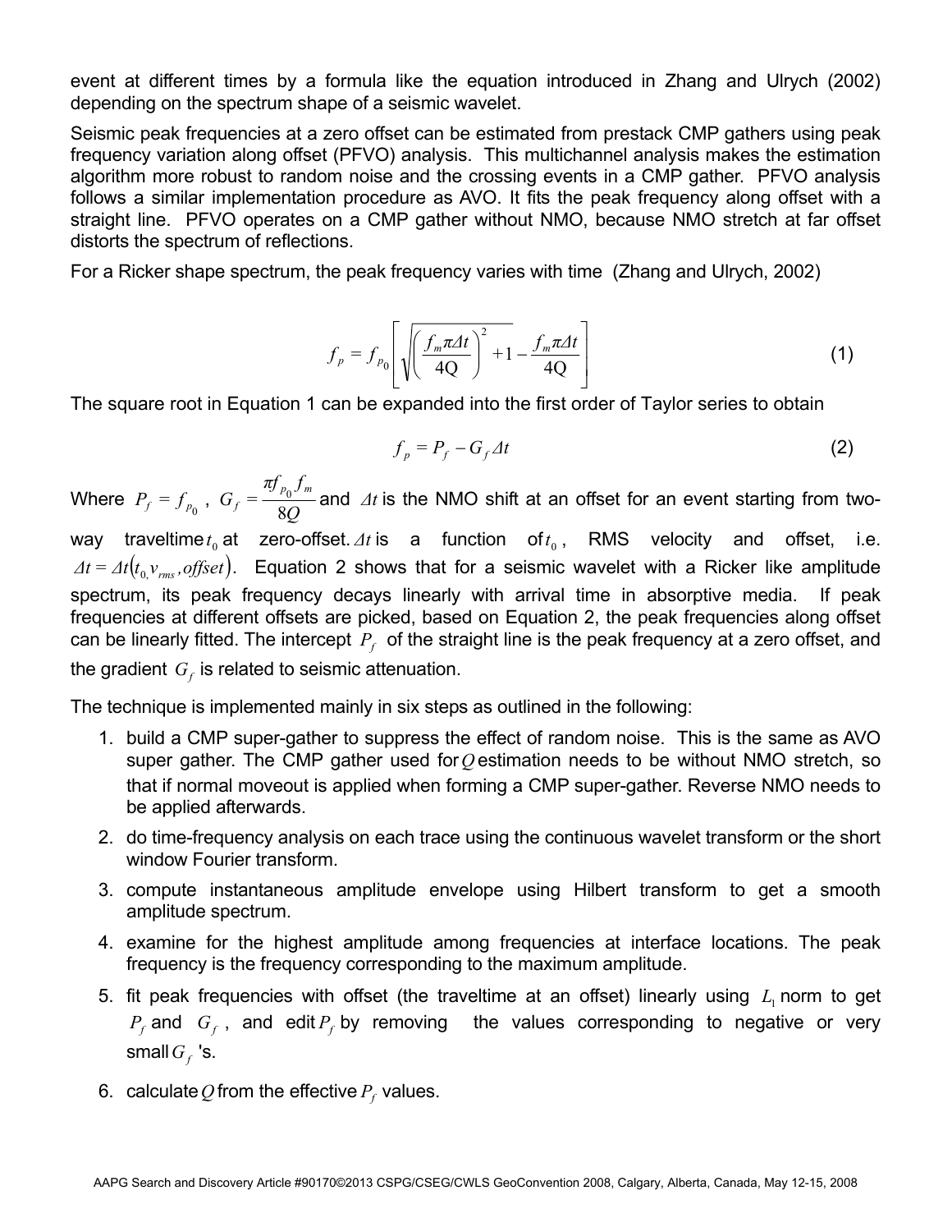event at different times by a formula like the equation introduced in Zhang and Ulrych (2002) depending on the spectrum shape of a seismic wavelet.

Seismic peak frequencies at a zero offset can be estimated from prestack CMP gathers using peak frequency variation along offset (PFVO) analysis. This multichannel analysis makes the estimation algorithm more robust to random noise and the crossing events in a CMP gather. PFVO analysis follows a similar implementation procedure as AVO. It fits the peak frequency along offset with a straight line. PFVO operates on a CMP gather without NMO, because NMO stretch at far offset distorts the spectrum of reflections.

For a Ricker shape spectrum, the peak frequency varies with time (Zhang and Ulrych, 2002)

$$f_p = f_{p_0}\left[\sqrt{\left(\frac{f_m \pi \Delta t}{4\mathrm{Q}}\right)^2 + 1} - \frac{f_m \pi \Delta t}{4\mathrm{Q}}\right] \tag{1}$$

The square root in Equation 1 can be expanded into the first order of Taylor series to obtain

$$f_p = P_f - G_f \Delta t \tag{2}$$

Where $P_f = f_{p_0}$, $G_f = \dfrac{\pi f_{p_0} f_m}{8Q}$ and $\Delta t$ is the NMO shift at an offset for an event starting from two-way traveltime $t_0$ at zero-offset. $\Delta t$ is a function of $t_0$, RMS velocity and offset, i.e. $\Delta t = \Delta t(t_0, v_{rms}, offset)$. Equation 2 shows that for a seismic wavelet with a Ricker like amplitude spectrum, its peak frequency decays linearly with arrival time in absorptive media. If peak frequencies at different offsets are picked, based on Equation 2, the peak frequencies along offset can be linearly fitted. The intercept $P_f$ of the straight line is the peak frequency at a zero offset, and the gradient $G_f$ is related to seismic attenuation.

The technique is implemented mainly in six steps as outlined in the following:

1. build a CMP super-gather to suppress the effect of random noise. This is the same as AVO super gather. The CMP gather used for $Q$ estimation needs to be without NMO stretch, so that if normal moveout is applied when forming a CMP super-gather. Reverse NMO needs to be applied afterwards.
2. do time-frequency analysis on each trace using the continuous wavelet transform or the short window Fourier transform.
3. compute instantaneous amplitude envelope using Hilbert transform to get a smooth amplitude spectrum.
4. examine for the highest amplitude among frequencies at interface locations. The peak frequency is the frequency corresponding to the maximum amplitude.
5. fit peak frequencies with offset (the traveltime at an offset) linearly using $L_1$ norm to get $P_f$ and $G_f$, and edit $P_f$ by removing the values corresponding to negative or very small $G_f$ 's.
6. calculate $Q$ from the effective $P_f$ values.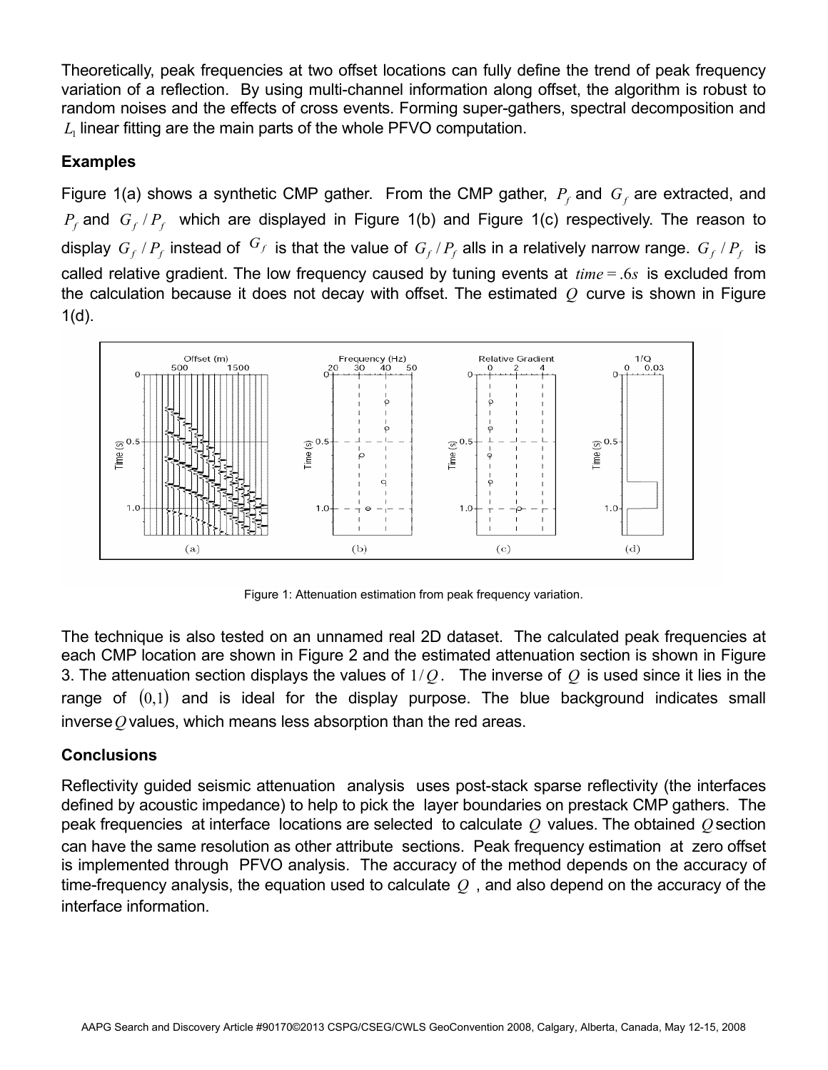Theoretically, peak frequencies at two offset locations can fully define the trend of peak frequency variation of a reflection. By using multi-channel information along offset, the algorithm is robust to random noises and the effects of cross events. Forming super-gathers, spectral decomposition and $L_1$ linear fitting are the main parts of the whole PFVO computation.

## Examples

Figure 1(a) shows a synthetic CMP gather. From the CMP gather, $P_f$ and $G_f$ are extracted, and $P_f$ and $G_f / P_f$ which are displayed in Figure 1(b) and Figure 1(c) respectively. The reason to display $G_f / P_f$ instead of $G_f$ is that the value of $G_f / P_f$ alls in a relatively narrow range. $G_f / P_f$ is called relative gradient. The low frequency caused by tuning events at $time = .6s$ is excluded from the calculation because it does not decay with offset. The estimated $Q$ curve is shown in Figure 1(d).

Figure 1: Attenuation estimation from peak frequency variation.

The technique is also tested on an unnamed real 2D dataset. The calculated peak frequencies at each CMP location are shown in Figure 2 and the estimated attenuation section is shown in Figure 3. The attenuation section displays the values of $1/Q$. The inverse of $Q$ is used since it lies in the range of $(0,1)$ and is ideal for the display purpose. The blue background indicates small inverse $Q$ values, which means less absorption than the red areas.

## Conclusions

Reflectivity guided seismic attenuation analysis uses post-stack sparse reflectivity (the interfaces defined by acoustic impedance) to help to pick the layer boundaries on prestack CMP gathers. The peak frequencies at interface locations are selected to calculate $Q$ values. The obtained $Q$ section can have the same resolution as other attribute sections. Peak frequency estimation at zero offset is implemented through PFVO analysis. The accuracy of the method depends on the accuracy of time-frequency analysis, the equation used to calculate $Q$ , and also depend on the accuracy of the interface information.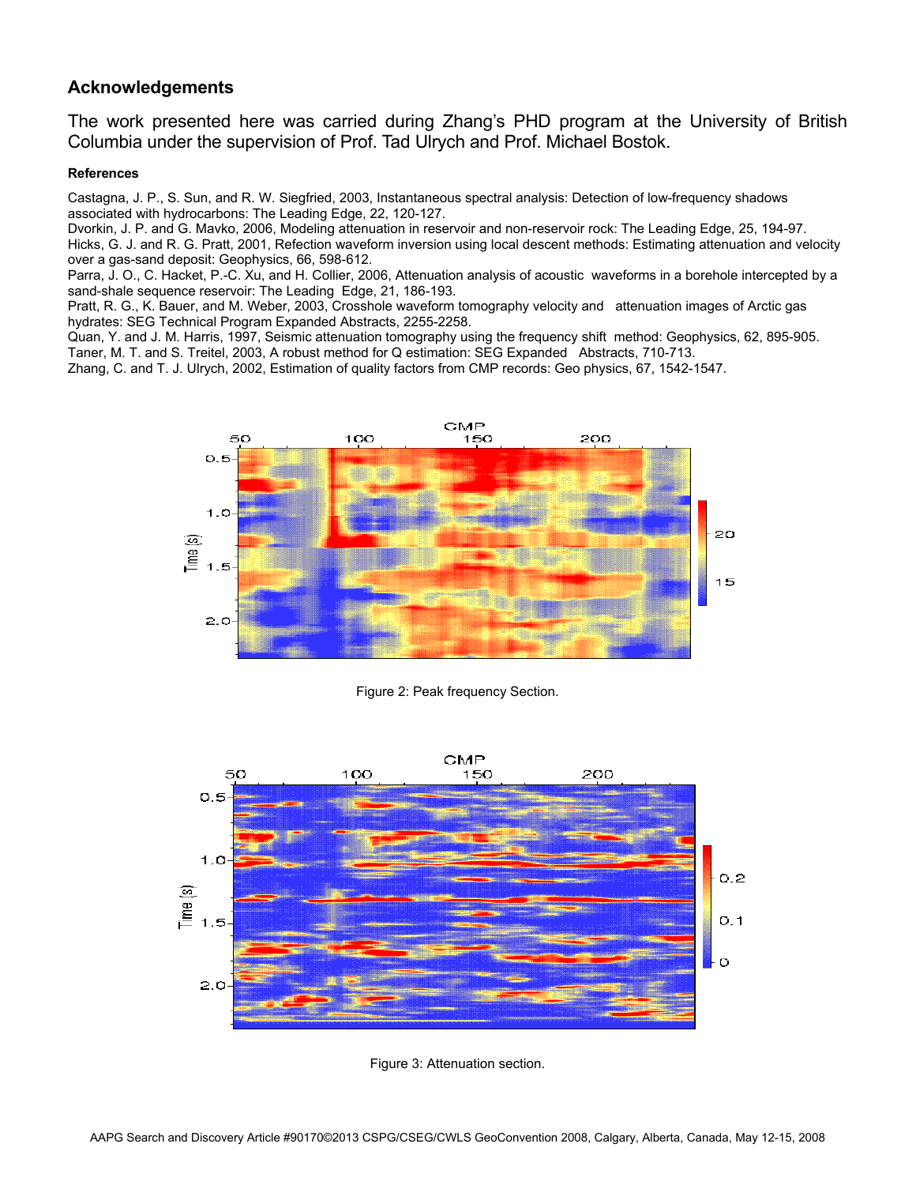## Acknowledgements

The work presented here was carried during Zhang's PHD program at the University of British Columbia under the supervision of Prof. Tad Ulrych and Prof. Michael Bostok.

#### References

Castagna, J. P., S. Sun, and R. W. Siegfried, 2003, Instantaneous spectral analysis: Detection of low-frequency shadows associated with hydrocarbons: The Leading Edge, 22, 120-127.
Dvorkin, J. P. and G. Mavko, 2006, Modeling attenuation in reservoir and non-reservoir rock: The Leading Edge, 25, 194-97.
Hicks, G. J. and R. G. Pratt, 2001, Refection waveform inversion using local descent methods: Estimating attenuation and velocity over a gas-sand deposit: Geophysics, 66, 598-612.
Parra, J. O., C. Hacket, P.-C. Xu, and H. Collier, 2006, Attenuation analysis of acoustic waveforms in a borehole intercepted by a sand-shale sequence reservoir: The Leading Edge, 21, 186-193.
Pratt, R. G., K. Bauer, and M. Weber, 2003, Crosshole waveform tomography velocity and attenuation images of Arctic gas hydrates: SEG Technical Program Expanded Abstracts, 2255-2258.
Quan, Y. and J. M. Harris, 1997, Seismic attenuation tomography using the frequency shift method: Geophysics, 62, 895-905.
Taner, M. T. and S. Treitel, 2003, A robust method for Q estimation: SEG Expanded Abstracts, 710-713.
Zhang, C. and T. J. Ulrych, 2002, Estimation of quality factors from CMP records: Geo physics, 67, 1542-1547.

CMP
50
100
150
200
0.5
1.0
1.5
2.0
Time (s)
20
15

Figure 2: Peak frequency Section.

CMP
50
100
150
200
0.5
1.0
1.5
2.0
Time (s)
0.2
0.1
0

Figure 3: Attenuation section.